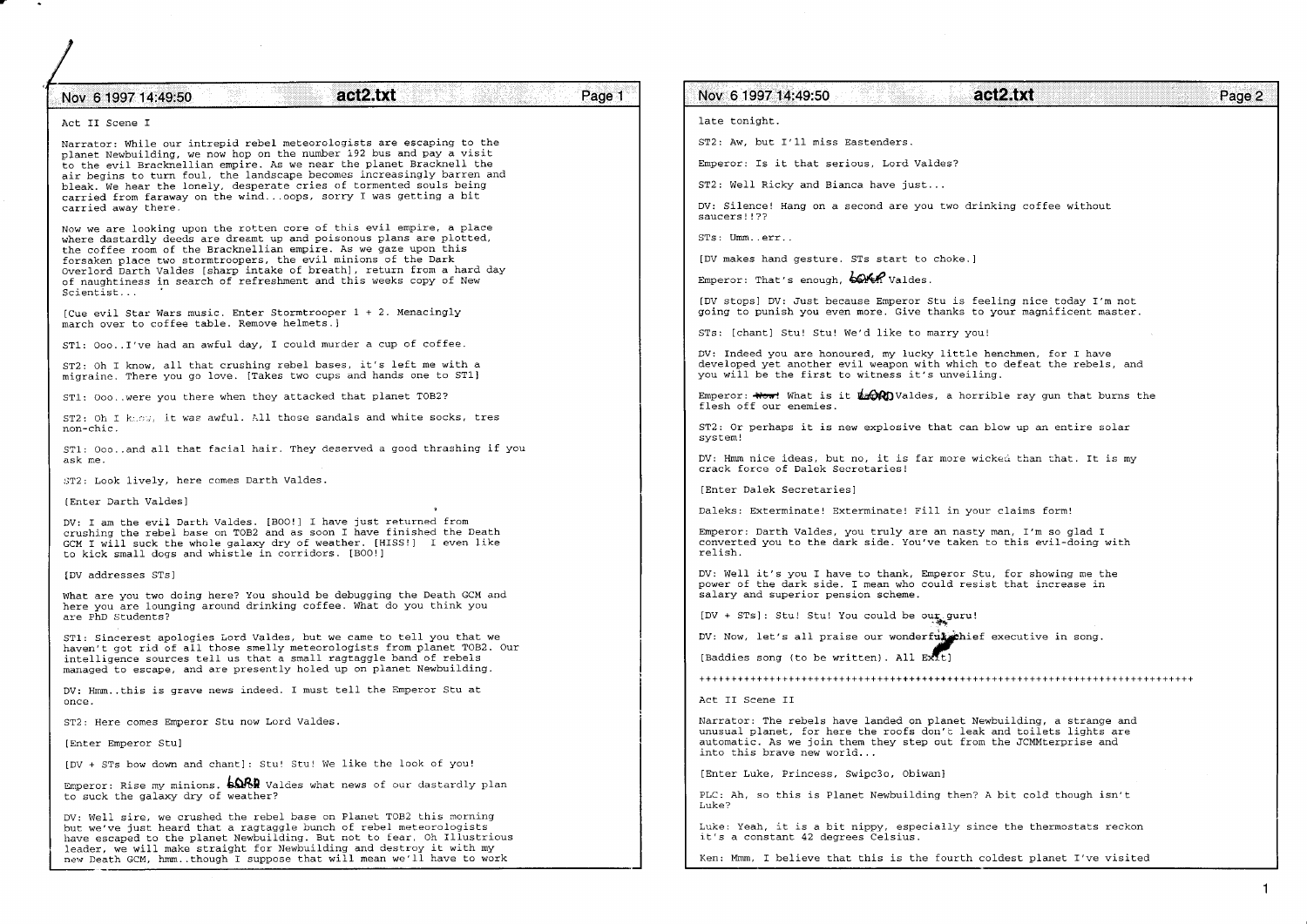Act II Scene I

Narrator: While our intrepid rebel meteorologists are escaping to the planet Newbuilding, we now hop on the number 192 bus and pay a visit to the evil Bracknellian empire. As we near the planet Bracknell the air begins to turn foul, the landscape becomes increasingly barren and bleak. We hear the lonely, desperate cries of tormented souls being carried from faraway on the wind...oops, sorry I was getting a bit carried away there.

Now we are looking upon the rotten core of this evil empire, a place where dastardly deeds are dreamt up and poisonous plans are plotted, the coffee room of the Bracknellian empire. As we gaze upon this forsaken place two stormtroopers, the evil minions of the Dark Overlord Darth Valdes [sharp intake of breath], return from a hard day of naughtiness in search of refreshment and this weeks copy of New Scientist...

[Cue evil Star Wars music. Enter Stormtrooper 1 + 2. Menacingly march over to coffee table. Remove helmets.]

ST1: Ooo..I've had an awful day, I could murder a cup of coffee.

ST2: Oh I know, all that crushing rebel bases, it's left me with a migraine. There you go love. [Takes two cups and hands one to ST1]

ST1: Ooo..were you there when they attacked that planet TOB2?

ST2: Oh I know, it was awful. All those sandals and white socks, tres non-chic.

ST1: Ooo..and all that facial hair. They deserved a good thrashing if you ask me.

ST2: Look lively, here comes Darth Valdes.

[Enter Darth Valdes]

DV: I am the evil Darth Valdes. [BOO!] I have just returned from crushing the rebel base on TOB2 and as soon I have finished the Death GCM I will suck the whole galaxy dry of weather. [HISS!] I even like to kick small dogs and whistle in corridors. [BOO!]

[DV addresses STs]

What are you two doing here? You should be debugging the Death GCM and here you are lounging around drinking coffee. What do you think you are PhD Students?

ST1: Sincerest apologies Lord Valdes, but we came to tell you that we haven't got rid of all those smelly meteorologists from planet TOB2. Our intelligence sources tell us that a small ragtaggle band of rebels managed to escape, and are presently holed up on planet Newbuilding.

DV: Hmm..this is grave news indeed. I must tell the Emperor Stu at once.

ST2: Here comes Emperor Stu now Lord Valdes.

[Enter Emperor Stu]

[DV + STs bow down and chant]: Stu! Stu! We like the look of you!

Emperor: Rise my minions. LORD Valdes what news of our dastardly plan to suck the galaxy dry of weather?

DV: Well sire, we crushed the rebel base on Planet TOB2 this morning but we've just heard that a ragtaggle bunch of rebel meteorologists have escaped to the planet Newbuilding. But not to fear, Oh Illustrious leader, we will make straight for Newbuilding and destroy it with my new Death GCM, hmm..though I suppose that will mean we'll have to work late tonight.

ST2: Aw, but I'll miss Eastenders.

Emperor: Is it that serious, Lord Valdes?

ST2: Well Ricky and Bianca have just...

DV: Silence! Hang on a second are you two drinking coffee without saucers!!??

STs: Umm..err..

[DV makes hand gesture. STs start to choke.]

Emperor: That's enough, LORD Valdes.

[DV stops] DV: Just because Emperor Stu is feeling nice today I'm not going to punish you even more. Give thanks to your magnificent master.

STs: [chant] Stu! Stu! We'd like to marry you!

DV: Indeed you are honoured, my lucky little henchmen, for I have developed yet another evil weapon with which to defeat the rebels, and you will be the first to witness it's unveiling.

Emperor: ~~Now!~~ What is it LORD Valdes, a horrible ray gun that burns the flesh off our enemies.

ST2: Or perhaps it is new explosive that can blow up an entire solar system!

DV: Hmm nice ideas, but no, it is far more wicked than that. It is my crack force of Dalek Secretaries!

[Enter Dalek Secretaries]

Daleks: Exterminate! Exterminate! Fill in your claims form!

Emperor: Darth Valdes, you truly are an nasty man, I'm so glad I converted you to the dark side. You've taken to this evil-doing with relish.

DV: Well it's you I have to thank, Emperor Stu, for showing me the power of the dark side. I mean who could resist that increase in salary and superior pension scheme.

[DV + STs]: Stu! Stu! You could be our guru!

DV: Now, let's all praise our wonderful chief executive in song.

[Baddies song (to be written). All Exit]

+++++++++++++++++++++++++++++++++++++++++++++++++++++++++++++++++++++++++++

Act II Scene II

Narrator: The rebels have landed on planet Newbuilding, a strange and unusual planet, for here the roofs don't leak and toilets lights are automatic. As we join them they step out from the JCMMterprise and into this brave new world...

[Enter Luke, Princess, Swipc3o, Obiwan]

PLC: Ah, so this is Planet Newbuilding then? A bit cold though isn't Luke?

Luke: Yeah, it is a bit nippy, especially since the thermostats reckon it's a constant 42 degrees Celsius.

Ken: Mmm, I believe that this is the fourth coldest planet I've visited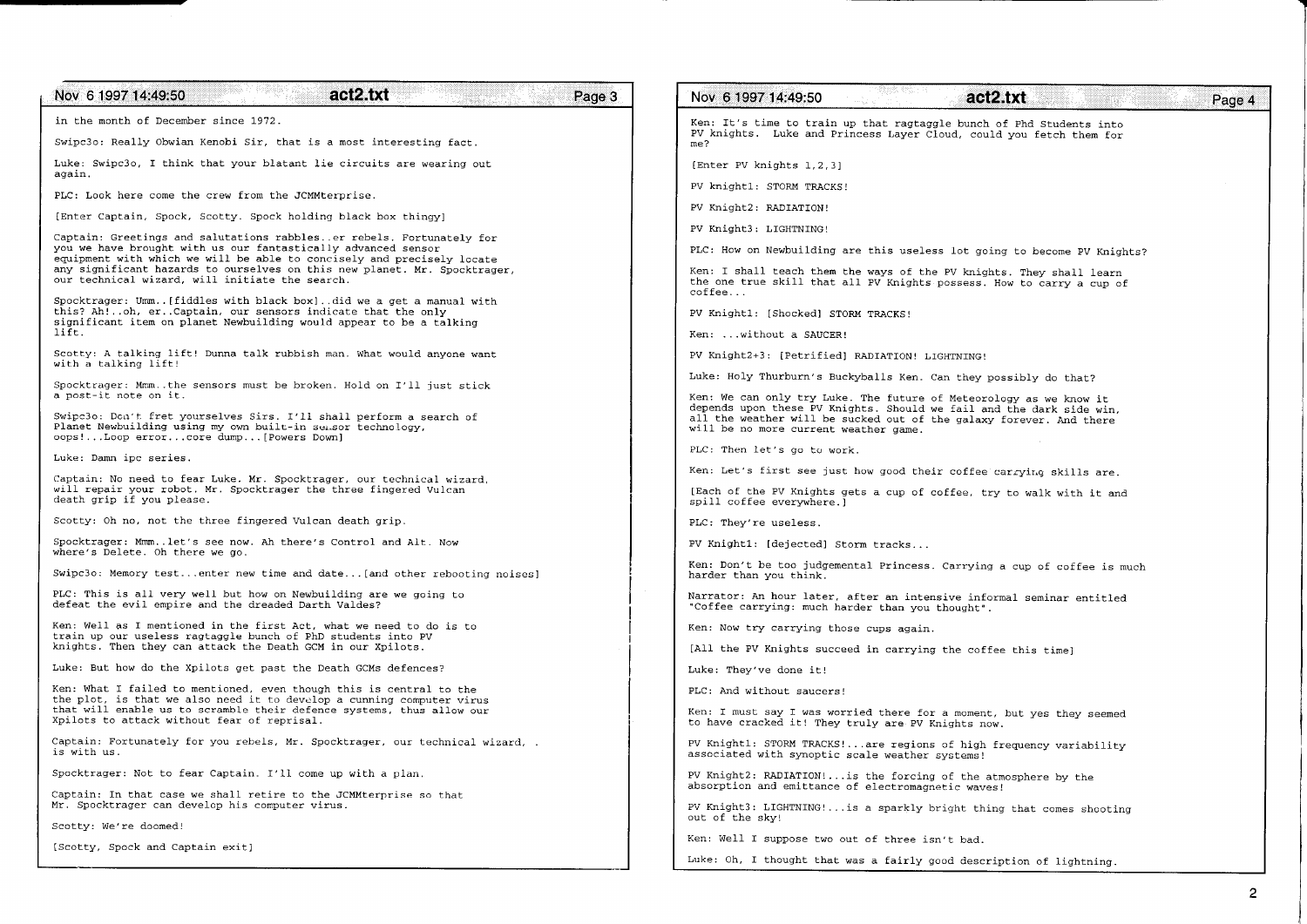in the month of December since 1972.

Swipc3o: Really Obwian Kenobi Sir, that is a most interesting fact.

Luke: Swipc3o, I think that your blatant lie circuits are wearing out again.

PLC: Look here come the crew from the JCMMterprise.

[Enter Captain, Spock, Scotty. Spock holding black box thingy]

Captain: Greetings and salutations rabbles..er rebels. Fortunately for you we have brought with us our fantastically advanced sensor equipment with which we will be able to concisely and precisely locate any significant hazards to ourselves on this new planet. Mr. Spocktrager, our technical wizard, will initiate the search.

Spocktrager: Umm..[fiddles with black box]..did we a get a manual with this? Ah!..oh, er..Captain, our sensors indicate that the only significant item on planet Newbuilding would appear to be a talking lift.

Scotty: A talking lift! Dunna talk rubbish man. What would anyone want with a talking lift!

Spocktrager: Mmm..the sensors must be broken. Hold on I'll just stick a post-it note on it.

Swipc3o: Don't fret yourselves Sirs. I'll shall perform a search of Planet Newbuilding using my own built-in sensor technology, oops!...Loop error...core dump...[Powers Down]

Luke: Damn ipc series.

Captain: No need to fear Luke. Mr. Spocktrager, our technical wizard, will repair your robot. Mr. Spocktrager the three fingered Vulcan death grip if you please.

Scotty: Oh no, not the three fingered Vulcan death grip.

Spocktrager: Mmm..let's see now. Ah there's Control and Alt. Now where's Delete. Oh there we go.

Swipc3o: Memory test...enter new time and date...[and other rebooting noises]

PLC: This is all very well but how on Newbuilding are we going to defeat the evil empire and the dreaded Darth Valdes?

Ken: Well as I mentioned in the first Act, what we need to do is to train up our useless ragtaggle bunch of PhD students into PV knights. Then they can attack the Death GCM in our Xpilots.

Luke: But how do the Xpilots get past the Death GCMs defences?

Ken: What I failed to mentioned, even though this is central to the the plot, is that we also need it to develop a cunning computer virus that will enable us to scramble their defence systems, thus allow our Xpilots to attack without fear of reprisal.

Captain: Fortunately for you rebels, Mr. Spocktrager, our technical wizard, . is with us.

Spocktrager: Not to fear Captain. I'll come up with a plan.

Captain: In that case we shall retire to the JCMMterprise so that Mr. Spocktrager can develop his computer virus.

Scotty: We're doomed!

[Scotty, Spock and Captain exit]

Ken: It's time to train up that ragtaggle bunch of Phd Students into PV knights. Luke and Princess Layer Cloud, could you fetch them for me?

[Enter PV knights 1,2,3]

PV knight1: STORM TRACKS!

PV Knight2: RADIATION!

PV Knight3: LIGHTNING!

PLC: How on Newbuilding are this useless lot going to become PV Knights?

Ken: I shall teach them the ways of the PV knights. They shall learn the one true skill that all PV Knights possess. How to carry a cup of coffee...

PV Knight1: [Shocked] STORM TRACKS!

Ken: ...without a SAUCER!

PV Knight2+3: [Petrified] RADIATION! LIGHTNING!

Luke: Holy Thurburn's Buckyballs Ken. Can they possibly do that?

Ken: We can only try Luke. The future of Meteorology as we know it depends upon these PV Knights. Should we fail and the dark side win, all the weather will be sucked out of the galaxy forever. And there will be no more current weather game.

PLC: Then let's go to work.

Ken: Let's first see just how good their coffee carrying skills are.

[Each of the PV Knights gets a cup of coffee, try to walk with it and spill coffee everywhere.]

PLC: They're useless.

PV Knight1: [dejected] Storm tracks...

Ken: Don't be too judgemental Princess. Carrying a cup of coffee is much harder than you think.

Narrator: An hour later, after an intensive informal seminar entitled "Coffee carrying: much harder than you thought".

Ken: Now try carrying those cups again.

[All the PV Knights succeed in carrying the coffee this time]

Luke: They've done it!

PLC: And without saucers!

Ken: I must say I was worried there for a moment, but yes they seemed to have cracked it! They truly are PV Knights now.

PV Knight1: STORM TRACKS!...are regions of high frequency variability associated with synoptic scale weather systems!

PV Knight2: RADIATION!...is the forcing of the atmosphere by the absorption and emittance of electromagnetic waves!

PV Knight3: LIGHTNING!...is a sparkly bright thing that comes shooting out of the sky!

Ken: Well I suppose two out of three isn't bad.

Luke: Oh, I thought that was a fairly good description of lightning.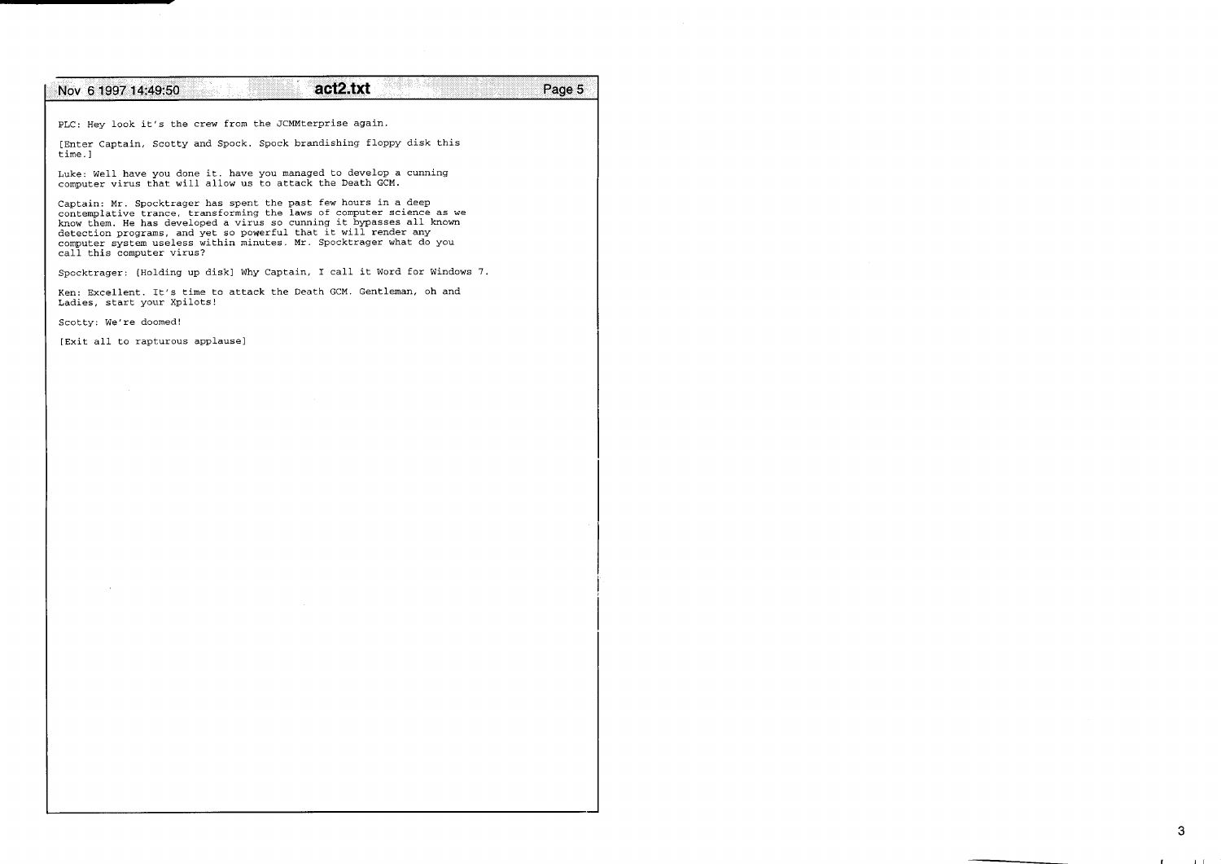PLC: Hey look it's the crew from the JCMMterprise again.

[Enter Captain, Scotty and Spock. Spock brandishing floppy disk this time.]

Luke: Well have you done it. have you managed to develop a cunning computer virus that will allow us to attack the Death GCM.

Captain: Mr. Spocktrager has spent the past few hours in a deep contemplative trance, transforming the laws of computer science as we know them. He has developed a virus so cunning it bypasses all known detection programs, and yet so powerful that it will render any computer system useless within minutes. Mr. Spocktrager what do you call this computer virus?

Spocktrager: [Holding up disk] Why Captain, I call it Word for Windows 7.

Ken: Excellent. It's time to attack the Death GCM. Gentleman, oh and Ladies, start your Xpilots!

Scotty: We're doomed!

[Exit all to rapturous applause]